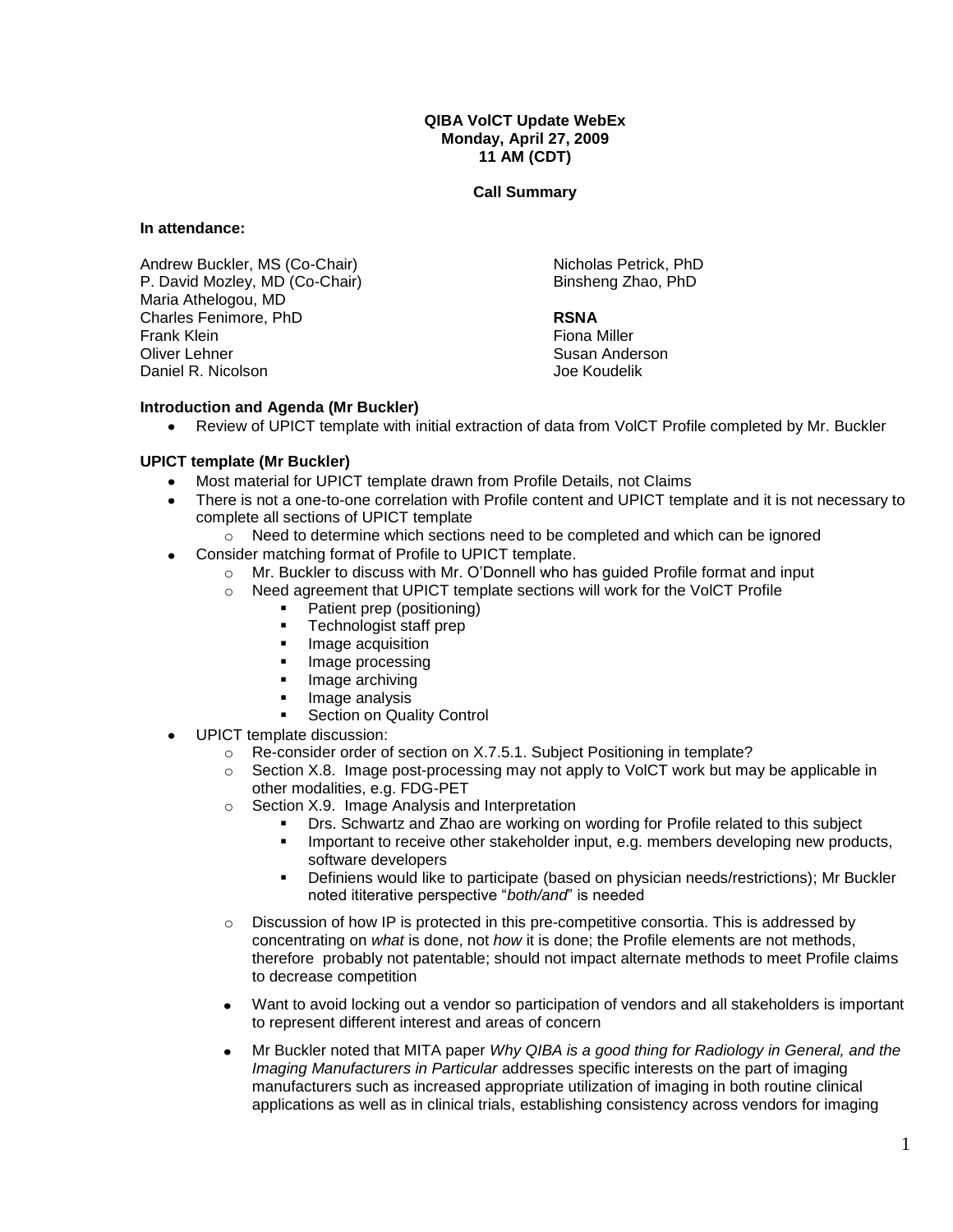**QIBA VolCT Update WebEx**
**Monday, April 27, 2009**
**11 AM (CDT)**

**Call Summary**

**In attendance:**

Andrew Buckler, MS (Co-Chair)
P. David Mozley, MD (Co-Chair)
Maria Athelogou, MD
Charles Fenimore, PhD
Frank Klein
Oliver Lehner
Daniel R. Nicolson
Nicholas Petrick, PhD
Binsheng Zhao, PhD

**RSNA**
Fiona Miller
Susan Anderson
Joe Koudelik

**Introduction and Agenda (Mr Buckler)**

- Review of UPICT template with initial extraction of data from VolCT Profile completed by Mr. Buckler

**UPICT template (Mr Buckler)**

- Most material for UPICT template drawn from Profile Details, not Claims
- There is not a one-to-one correlation with Profile content and UPICT template and it is not necessary to complete all sections of UPICT template
  - Need to determine which sections need to be completed and which can be ignored
- Consider matching format of Profile to UPICT template.
  - Mr. Buckler to discuss with Mr. O'Donnell who has guided Profile format and input
  - Need agreement that UPICT template sections will work for the VolCT Profile
    - Patient prep (positioning)
    - Technologist staff prep
    - Image acquisition
    - Image processing
    - Image archiving
    - Image analysis
    - Section on Quality Control
- UPICT template discussion:
  - Re-consider order of section on X.7.5.1. Subject Positioning in template?
  - Section X.8. Image post-processing may not apply to VolCT work but may be applicable in other modalities, e.g. FDG-PET
  - Section X.9. Image Analysis and Interpretation
    - Drs. Schwartz and Zhao are working on wording for Profile related to this subject
    - Important to receive other stakeholder input, e.g. members developing new products, software developers
    - Definiens would like to participate (based on physician needs/restrictions); Mr Buckler noted ititerative perspective "*both/and*" is needed
  - Discussion of how IP is protected in this pre-competitive consortia. This is addressed by concentrating on *what* is done, not *how* it is done; the Profile elements are not methods, therefore probably not patentable; should not impact alternate methods to meet Profile claims to decrease competition
- Want to avoid locking out a vendor so participation of vendors and all stakeholders is important to represent different interest and areas of concern
- Mr Buckler noted that MITA paper *Why QIBA is a good thing for Radiology in General, and the Imaging Manufacturers in Particular* addresses specific interests on the part of imaging manufacturers such as increased appropriate utilization of imaging in both routine clinical applications as well as in clinical trials, establishing consistency across vendors for imaging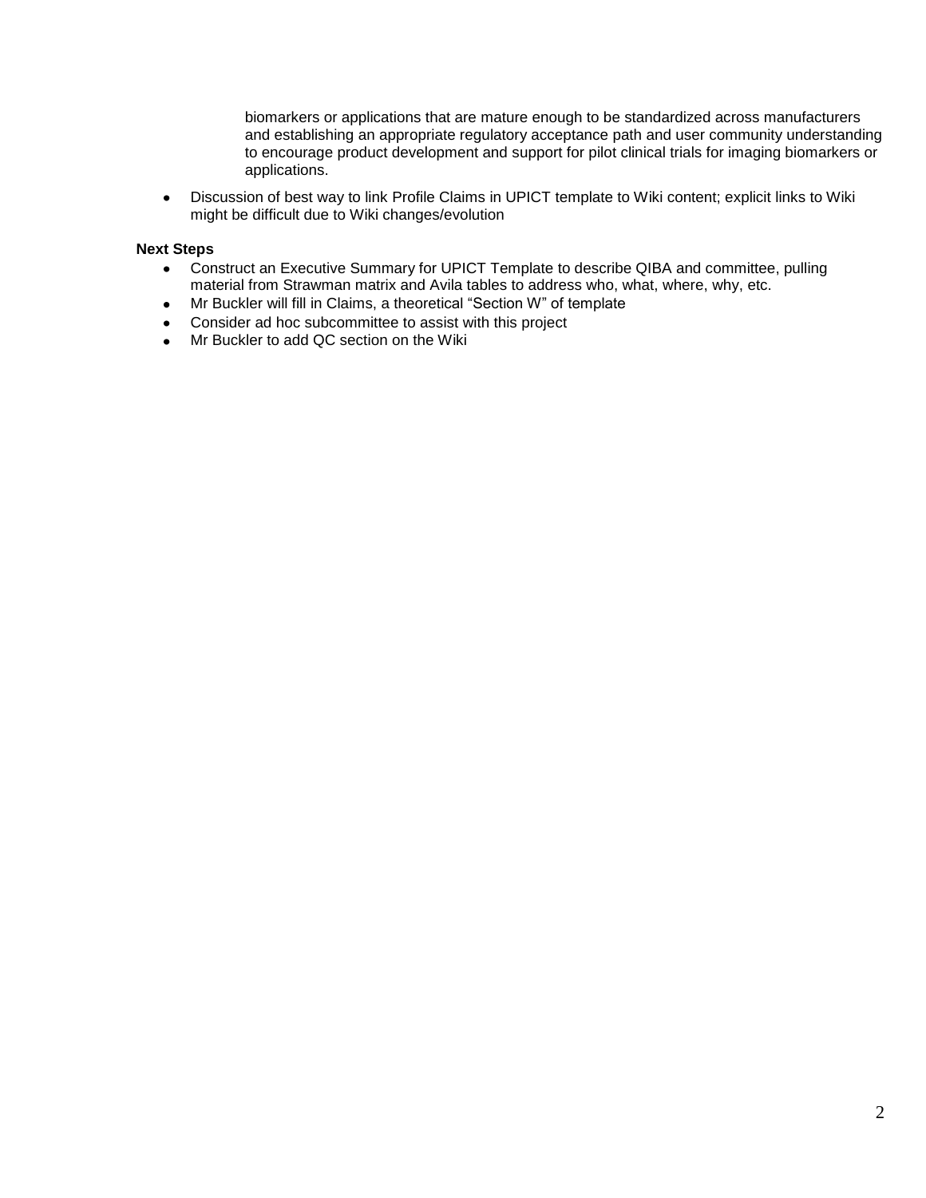biomarkers or applications that are mature enough to be standardized across manufacturers and establishing an appropriate regulatory acceptance path and user community understanding to encourage product development and support for pilot clinical trials for imaging biomarkers or applications.

- Discussion of best way to link Profile Claims in UPICT template to Wiki content; explicit links to Wiki might be difficult due to Wiki changes/evolution

**Next Steps**

- Construct an Executive Summary for UPICT Template to describe QIBA and committee, pulling material from Strawman matrix and Avila tables to address who, what, where, why, etc.
- Mr Buckler will fill in Claims, a theoretical "Section W" of template
- Consider ad hoc subcommittee to assist with this project
- Mr Buckler to add QC section on the Wiki